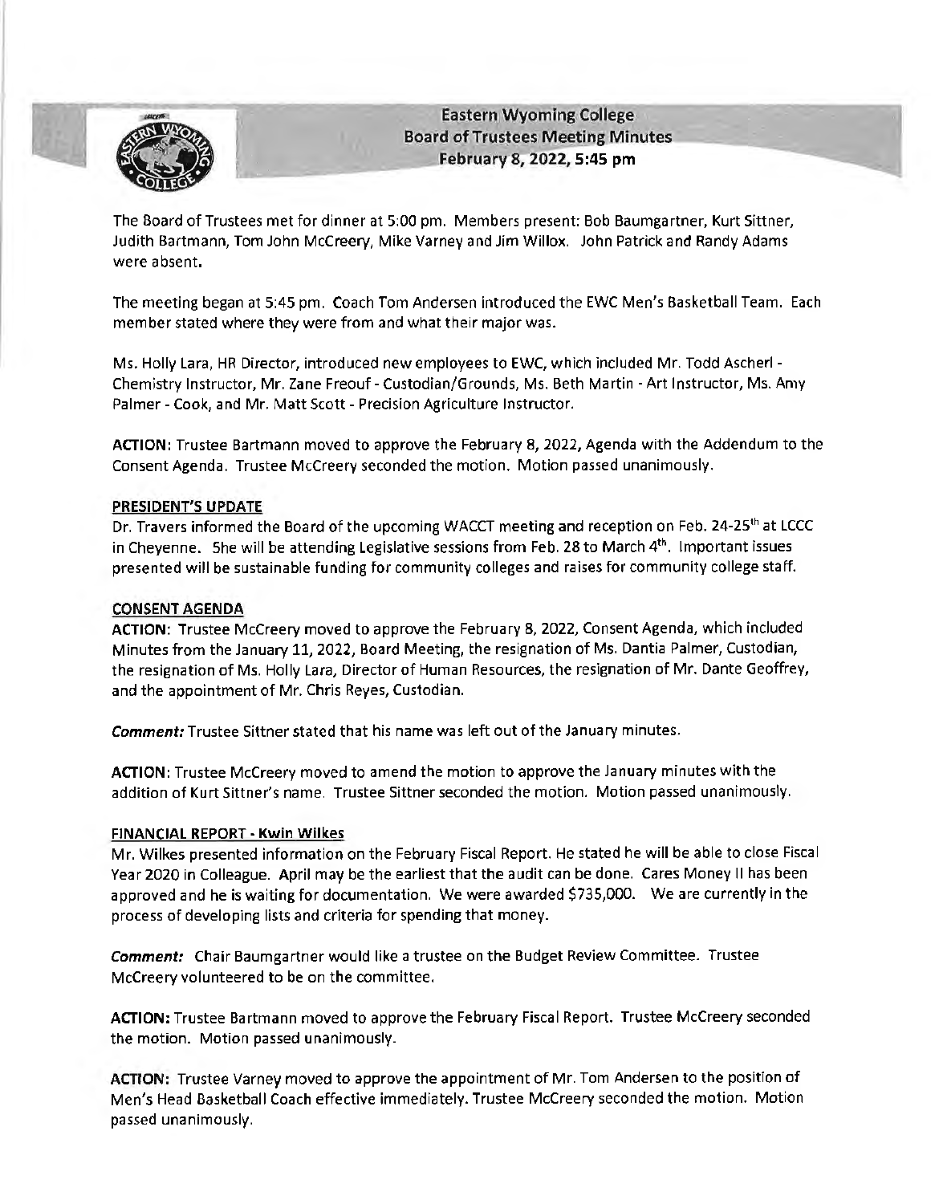# Eastern Wyoming College
## Board of Trustees Meeting Minutes
### February 8, 2022, 5:45 pm

The Board of Trustees met for dinner at 5:00 pm. Members present: Bob Baumgartner, Kurt Sittner, Judith Bartmann, Tom John McCreery, Mike Varney and Jim Willox. John Patrick and Randy Adams were absent.

The meeting began at 5:45 pm. Coach Tom Andersen introduced the EWC Men's Basketball Team. Each member stated where they were from and what their major was.

Ms. Holly Lara, HR Director, introduced new employees to EWC, which included Mr. Todd Ascherl - Chemistry Instructor, Mr. Zane Freouf - Custodian/Grounds, Ms. Beth Martin - Art Instructor, Ms. Amy Palmer - Cook, and Mr. Matt Scott - Precision Agriculture Instructor.

**ACTION**: Trustee Bartmann moved to approve the February 8, 2022, Agenda with the Addendum to the Consent Agenda. Trustee McCreery seconded the motion. Motion passed unanimously.

**PRESIDENT'S UPDATE**

Dr. Travers informed the Board of the upcoming WACCT meeting and reception on Feb. 24-25th at LCCC in Cheyenne. She will be attending Legislative sessions from Feb. 28 to March 4th. Important issues presented will be sustainable funding for community colleges and raises for community college staff.

**CONSENT AGENDA**

**ACTION**: Trustee McCreery moved to approve the February 8, 2022, Consent Agenda, which included Minutes from the January 11, 2022, Board Meeting, the resignation of Ms. Dantia Palmer, Custodian, the resignation of Ms. Holly Lara, Director of Human Resources, the resignation of Mr. Dante Geoffrey, and the appointment of Mr. Chris Reyes, Custodian.

***Comment:*** Trustee Sittner stated that his name was left out of the January minutes.

**ACTION**: Trustee McCreery moved to amend the motion to approve the January minutes with the addition of Kurt Sittner's name. Trustee Sittner seconded the motion. Motion passed unanimously.

**FINANCIAL REPORT - Kwin Wilkes**

Mr. Wilkes presented information on the February Fiscal Report. He stated he will be able to close Fiscal Year 2020 in Colleague. April may be the earliest that the audit can be done. Cares Money II has been approved and he is waiting for documentation. We were awarded $735,000. We are currently in the process of developing lists and criteria for spending that money.

***Comment:*** Chair Baumgartner would like a trustee on the Budget Review Committee. Trustee McCreery volunteered to be on the committee.

**ACTION:** Trustee Bartmann moved to approve the February Fiscal Report. Trustee McCreery seconded the motion. Motion passed unanimously.

**ACTION:** Trustee Varney moved to approve the appointment of Mr. Tom Andersen to the position of Men's Head Basketball Coach effective immediately. Trustee McCreery seconded the motion. Motion passed unanimously.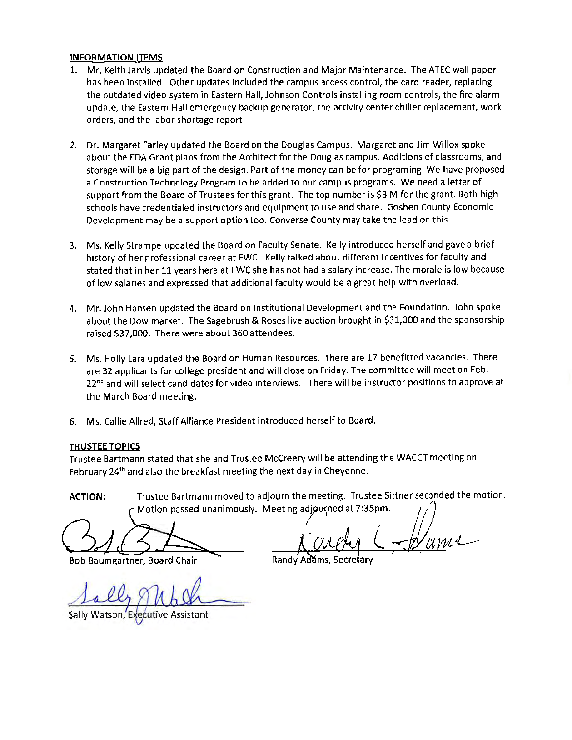**INFORMATION ITEMS**

1. Mr. Keith Jarvis updated the Board on Construction and Major Maintenance. The ATEC wall paper has been installed. Other updates included the campus access control, the card reader, replacing the outdated video system in Eastern Hall, Johnson Controls installing room controls, the fire alarm update, the Eastern Hall emergency backup generator, the activity center chiller replacement, work orders, and the labor shortage report.

2. Dr. Margaret Farley updated the Board on the Douglas Campus. Margaret and Jim Willox spoke about the EDA Grant plans from the Architect for the Douglas campus. Additions of classrooms, and storage will be a big part of the design. Part of the money can be for programing. We have proposed a Construction Technology Program to be added to our campus programs. We need a letter of support from the Board of Trustees for this grant. The top number is $3 M for the grant. Both high schools have credentialed instructors and equipment to use and share. Goshen County Economic Development may be a support option too. Converse County may take the lead on this.

3. Ms. Kelly Strampe updated the Board on Faculty Senate. Kelly introduced herself and gave a brief history of her professional career at EWC. Kelly talked about different incentives for faculty and stated that in her 11 years here at EWC she has not had a salary increase. The morale is low because of low salaries and expressed that additional faculty would be a great help with overload.

4. Mr. John Hansen updated the Board on Institutional Development and the Foundation. John spoke about the Dow market. The Sagebrush & Roses live auction brought in $31,000 and the sponsorship raised $37,000. There were about 360 attendees.

5. Ms. Holly Lara updated the Board on Human Resources. There are 17 benefitted vacancies. There are 32 applicants for college president and will close on Friday. The committee will meet on Feb. 22nd and will select candidates for video interviews. There will be instructor positions to approve at the March Board meeting.

6. Ms. Callie Allred, Staff Alliance President introduced herself to Board.

**TRUSTEE TOPICS**

Trustee Bartmann stated that she and Trustee McCreery will be attending the WACCT meeting on February 24th and also the breakfast meeting the next day in Cheyenne.

**ACTION:** Trustee Bartmann moved to adjourn the meeting. Trustee Sittner seconded the motion. Motion passed unanimously. Meeting adjourned at 7:35pm.

Bob Baumgartner, Board Chair

Randy Adams, Secretary

Sally Watson, Executive Assistant